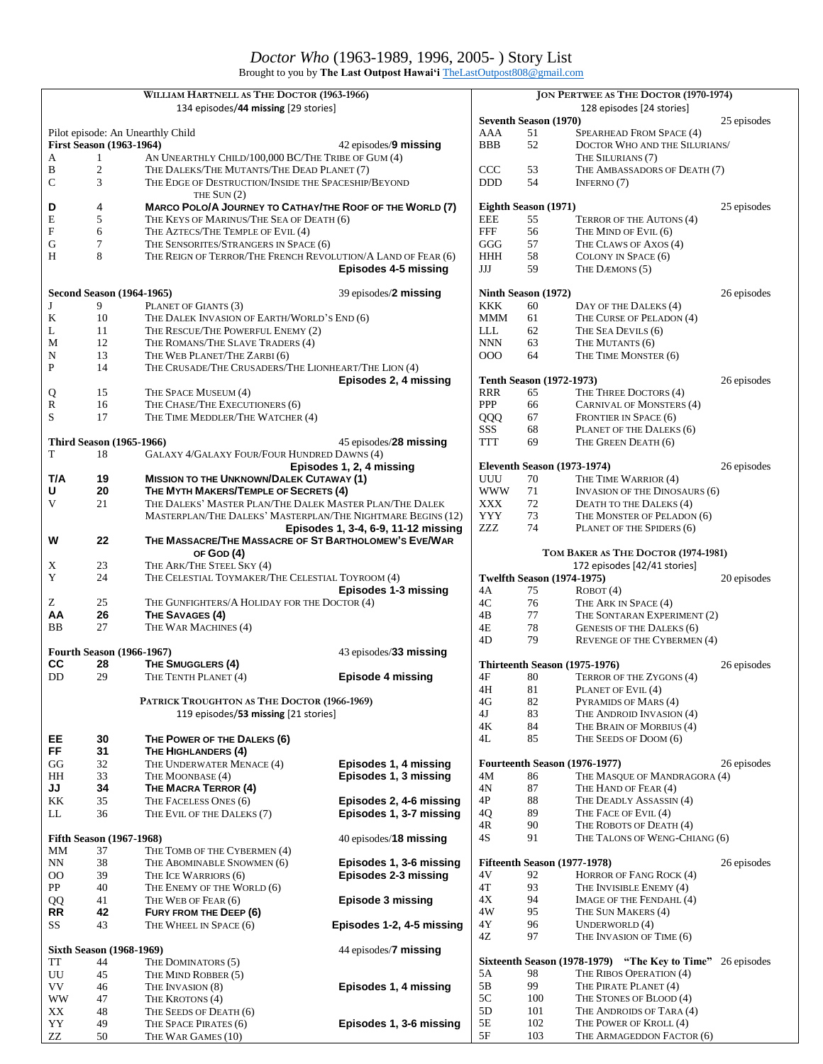# *Doctor Who* (1963-1989, 1996, 2005- ) Story List

Brought to you by **The Last Outpost Hawai'i** TheLastOutpost808@gmail.com

## William Hartnell as The Doctor (1963-1966)

134 episodes/**44 missing** [29 stories]

Pilot episode: An Unearthly Child

**First Season (1963-1964)** — 42 episodes/**9 missing**

| Code | No. | Story | Missing |
|---|---|---|---|
| A | 1 | An Unearthly Child/100,000 BC/The Tribe of Gum (4) | |
| B | 2 | The Daleks/The Mutants/The Dead Planet (7) | |
| C | 3 | The Edge of Destruction/Inside the Spaceship/Beyond the Sun (2) | |
| **D** | **4** | **Marco Polo/A Journey to Cathay/The Roof of the World (7)** | |
| E | 5 | The Keys of Marinus/The Sea of Death (6) | |
| F | 6 | The Aztecs/The Temple of Evil (4) | |
| G | 7 | The Sensorites/Strangers in Space (6) | |
| H | 8 | The Reign of Terror/The French Revolution/A Land of Fear (6) | **Episodes 4-5 missing** |

**Second Season (1964-1965)** — 39 episodes/**2 missing**

| Code | No. | Story | Missing |
|---|---|---|---|
| J | 9 | Planet of Giants (3) | |
| K | 10 | The Dalek Invasion of Earth/World's End (6) | |
| L | 11 | The Rescue/The Powerful Enemy (2) | |
| M | 12 | The Romans/The Slave Traders (4) | |
| N | 13 | The Web Planet/The Zarbi (6) | |
| P | 14 | The Crusade/The Crusaders/The Lionheart/The Lion (4) | **Episodes 2, 4 missing** |
| Q | 15 | The Space Museum (4) | |
| R | 16 | The Chase/The Executioners (6) | |
| S | 17 | The Time Meddler/The Watcher (4) | |

**Third Season (1965-1966)** — 45 episodes/**28 missing**

| Code | No. | Story | Missing |
|---|---|---|---|
| T | 18 | Galaxy 4/Galaxy Four/Four Hundred Dawns (4) | **Episodes 1, 2, 4 missing** |
| **T/A** | **19** | **Mission to the Unknown/Dalek Cutaway (1)** | |
| **U** | **20** | **The Myth Makers/Temple of Secrets (4)** | |
| V | 21 | The Daleks' Master Plan/The Dalek Master Plan/The Dalek Masterplan/The Daleks' Masterplan/The Nightmare Begins (12) | **Episodes 1, 3-4, 6-9, 11-12 missing** |
| **W** | **22** | **The Massacre/The Massacre of St Bartholomew's Eve/War of God (4)** | |
| X | 23 | The Ark/The Steel Sky (4) | |
| Y | 24 | The Celestial Toymaker/The Celestial Toyroom (4) | **Episodes 1-3 missing** |
| Z | 25 | The Gunfighters/A Holiday for the Doctor (4) | |
| **AA** | **26** | **The Savages (4)** | |
| BB | 27 | The War Machines (4) | |

**Fourth Season (1966-1967)** — 43 episodes/**33 missing**

| Code | No. | Story | Missing |
|---|---|---|---|
| **CC** | **28** | **The Smugglers (4)** | |
| DD | 29 | The Tenth Planet (4) | **Episode 4 missing** |

## Patrick Troughton as The Doctor (1966-1969)

119 episodes/**53 missing** [21 stories]

| Code | No. | Story | Missing |
|---|---|---|---|
| **EE** | **30** | **The Power of the Daleks (6)** | |
| **FF** | **31** | **The Highlanders (4)** | |
| GG | 32 | The Underwater Menace (4) | **Episodes 1, 4 missing** |
| HH | 33 | The Moonbase (4) | **Episodes 1, 3 missing** |
| **JJ** | **34** | **The Macra Terror (4)** | |
| KK | 35 | The Faceless Ones (6) | **Episodes 2, 4-6 missing** |
| LL | 36 | The Evil of the Daleks (7) | **Episodes 1, 3-7 missing** |

**Fifth Season (1967-1968)** — 40 episodes/**18 missing**

| Code | No. | Story | Missing |
|---|---|---|---|
| MM | 37 | The Tomb of the Cybermen (4) | |
| NN | 38 | The Abominable Snowmen (6) | **Episodes 1, 3-6 missing** |
| OO | 39 | The Ice Warriors (6) | **Episodes 2-3 missing** |
| PP | 40 | The Enemy of the World (6) | |
| QQ | 41 | The Web of Fear (6) | **Episode 3 missing** |
| **RR** | **42** | **Fury from the Deep (6)** | |
| SS | 43 | The Wheel in Space (6) | **Episodes 1-2, 4-5 missing** |

**Sixth Season (1968-1969)** — 44 episodes/**7 missing**

| Code | No. | Story | Missing |
|---|---|---|---|
| TT | 44 | The Dominators (5) | |
| UU | 45 | The Mind Robber (5) | |
| VV | 46 | The Invasion (8) | **Episodes 1, 4 missing** |
| WW | 47 | The Krotons (4) | |
| XX | 48 | The Seeds of Death (6) | |
| YY | 49 | The Space Pirates (6) | **Episodes 1, 3-6 missing** |
| ZZ | 50 | The War Games (10) | |

## Jon Pertwee as The Doctor (1970-1974)

128 episodes [24 stories]

**Seventh Season (1970)** — 25 episodes

| Code | No. | Story |
|---|---|---|
| AAA | 51 | Spearhead from Space (4) |
| BBB | 52 | Doctor Who and the Silurians/The Silurians (7) |
| CCC | 53 | The Ambassadors of Death (7) |
| DDD | 54 | Inferno (7) |

**Eighth Season (1971)** — 25 episodes

| Code | No. | Story |
|---|---|---|
| EEE | 55 | Terror of the Autons (4) |
| FFF | 56 | The Mind of Evil (6) |
| GGG | 57 | The Claws of Axos (4) |
| HHH | 58 | Colony in Space (6) |
| JJJ | 59 | The Dæmons (5) |

**Ninth Season (1972)** — 26 episodes

| Code | No. | Story |
|---|---|---|
| KKK | 60 | Day of the Daleks (4) |
| MMM | 61 | The Curse of Peladon (4) |
| LLL | 62 | The Sea Devils (6) |
| NNN | 63 | The Mutants (6) |
| OOO | 64 | The Time Monster (6) |

**Tenth Season (1972-1973)** — 26 episodes

| Code | No. | Story |
|---|---|---|
| RRR | 65 | The Three Doctors (4) |
| PPP | 66 | Carnival of Monsters (4) |
| QQQ | 67 | Frontier in Space (6) |
| SSS | 68 | Planet of the Daleks (6) |
| TTT | 69 | The Green Death (6) |

**Eleventh Season (1973-1974)** — 26 episodes

| Code | No. | Story |
|---|---|---|
| UUU | 70 | The Time Warrior (4) |
| WWW | 71 | Invasion of the Dinosaurs (6) |
| XXX | 72 | Death to the Daleks (4) |
| YYY | 73 | The Monster of Peladon (6) |
| ZZZ | 74 | Planet of the Spiders (6) |

## Tom Baker as The Doctor (1974-1981)

172 episodes [42/41 stories]

**Twelfth Season (1974-1975)** — 20 episodes

| Code | No. | Story |
|---|---|---|
| 4A | 75 | Robot (4) |
| 4C | 76 | The Ark in Space (4) |
| 4B | 77 | The Sontaran Experiment (2) |
| 4E | 78 | Genesis of the Daleks (6) |
| 4D | 79 | Revenge of the Cybermen (4) |

**Thirteenth Season (1975-1976)** — 26 episodes

| Code | No. | Story |
|---|---|---|
| 4F | 80 | Terror of the Zygons (4) |
| 4H | 81 | Planet of Evil (4) |
| 4G | 82 | Pyramids of Mars (4) |
| 4J | 83 | The Android Invasion (4) |
| 4K | 84 | The Brain of Morbius (4) |
| 4L | 85 | The Seeds of Doom (6) |

**Fourteenth Season (1976-1977)** — 26 episodes

| Code | No. | Story |
|---|---|---|
| 4M | 86 | The Masque of Mandragora (4) |
| 4N | 87 | The Hand of Fear (4) |
| 4P | 88 | The Deadly Assassin (4) |
| 4Q | 89 | The Face of Evil (4) |
| 4R | 90 | The Robots of Death (4) |
| 4S | 91 | The Talons of Weng-Chiang (6) |

**Fifteenth Season (1977-1978)** — 26 episodes

| Code | No. | Story |
|---|---|---|
| 4V | 92 | Horror of Fang Rock (4) |
| 4T | 93 | The Invisible Enemy (4) |
| 4X | 94 | Image of the Fendahl (4) |
| 4W | 95 | The Sun Makers (4) |
| 4Y | 96 | Underworld (4) |
| 4Z | 97 | The Invasion of Time (6) |

**Sixteenth Season (1978-1979) "The Key to Time"** — 26 episodes

| Code | No. | Story |
|---|---|---|
| 5A | 98 | The Ribos Operation (4) |
| 5B | 99 | The Pirate Planet (4) |
| 5C | 100 | The Stones of Blood (4) |
| 5D | 101 | The Androids of Tara (4) |
| 5E | 102 | The Power of Kroll (4) |
| 5F | 103 | The Armageddon Factor (6) |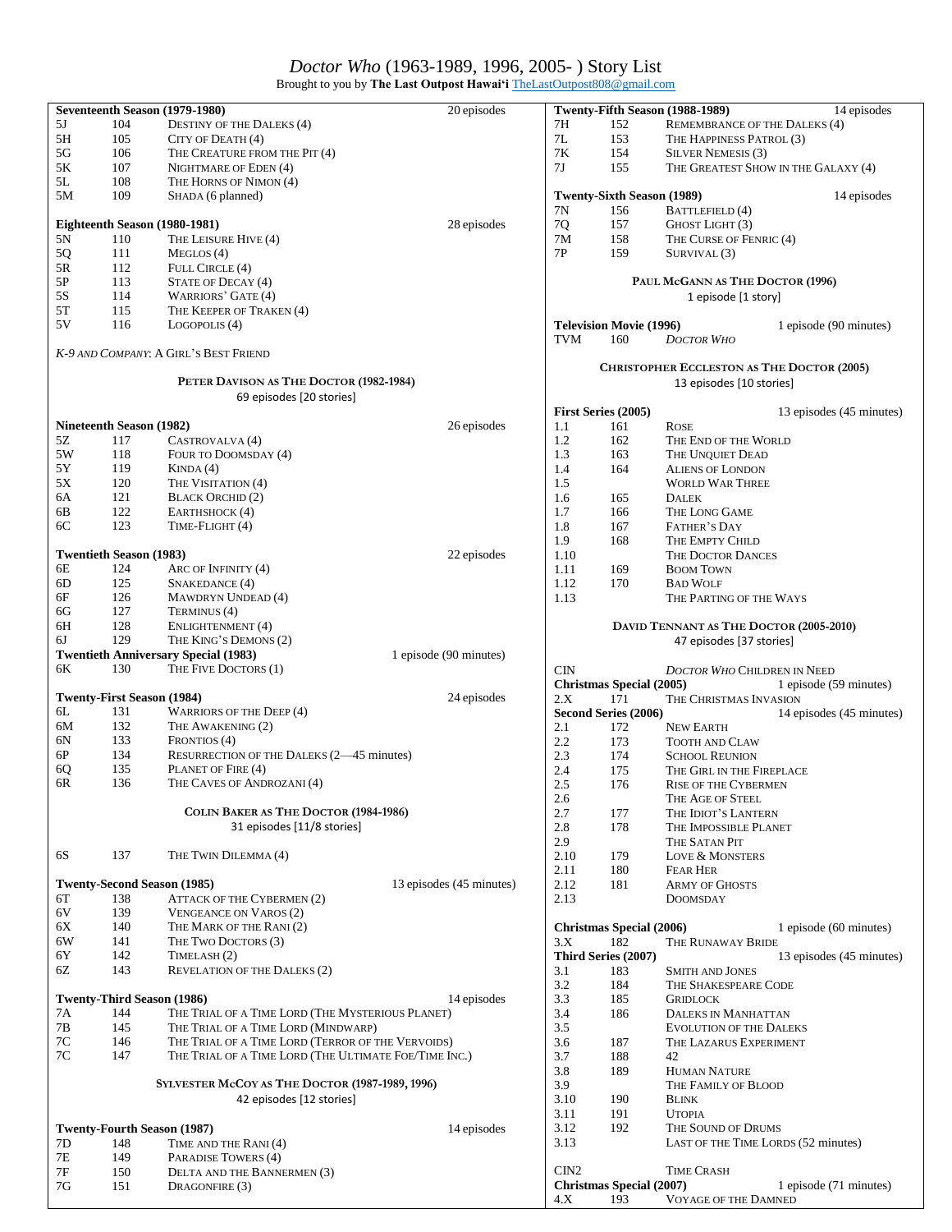# *Doctor Who* (1963-1989, 1996, 2005- ) Story List

Brought to you by **The Last Outpost Hawai'i** TheLastOutpost808@gmail.com

**Seventeenth Season (1979-1980)** — 20 episodes

| | | |
|---|---|---|
| 5J | 104 | Destiny of the Daleks (4) |
| 5H | 105 | City of Death (4) |
| 5G | 106 | The Creature from the Pit (4) |
| 5K | 107 | Nightmare of Eden (4) |
| 5L | 108 | The Horns of Nimon (4) |
| 5M | 109 | Shada (6 planned) |

**Eighteenth Season (1980-1981)** — 28 episodes

| | | |
|---|---|---|
| 5N | 110 | The Leisure Hive (4) |
| 5Q | 111 | Meglos (4) |
| 5R | 112 | Full Circle (4) |
| 5P | 113 | State of Decay (4) |
| 5S | 114 | Warriors' Gate (4) |
| 5T | 115 | The Keeper of Traken (4) |
| 5V | 116 | Logopolis (4) |

*K-9 and Company*: A Girl's Best Friend

## Peter Davison as The Doctor (1982-1984)

69 episodes [20 stories]

**Nineteenth Season (1982)** — 26 episodes

| | | |
|---|---|---|
| 5Z | 117 | Castrovalva (4) |
| 5W | 118 | Four to Doomsday (4) |
| 5Y | 119 | Kinda (4) |
| 5X | 120 | The Visitation (4) |
| 6A | 121 | Black Orchid (2) |
| 6B | 122 | Earthshock (4) |
| 6C | 123 | Time-Flight (4) |

**Twentieth Season (1983)** — 22 episodes

| | | |
|---|---|---|
| 6E | 124 | Arc of Infinity (4) |
| 6D | 125 | Snakedance (4) |
| 6F | 126 | Mawdryn Undead (4) |
| 6G | 127 | Terminus (4) |
| 6H | 128 | Enlightenment (4) |
| 6J | 129 | The King's Demons (2) |

**Twentieth Anniversary Special (1983)** — 1 episode (90 minutes)

| | | |
|---|---|---|
| 6K | 130 | The Five Doctors (1) |

**Twenty-First Season (1984)** — 24 episodes

| | | |
|---|---|---|
| 6L | 131 | Warriors of the Deep (4) |
| 6M | 132 | The Awakening (2) |
| 6N | 133 | Frontios (4) |
| 6P | 134 | Resurrection of the Daleks (2—45 minutes) |
| 6Q | 135 | Planet of Fire (4) |
| 6R | 136 | The Caves of Androzani (4) |

## Colin Baker as The Doctor (1984-1986)

31 episodes [11/8 stories]

| | | |
|---|---|---|
| 6S | 137 | The Twin Dilemma (4) |

**Twenty-Second Season (1985)** — 13 episodes (45 minutes)

| | | |
|---|---|---|
| 6T | 138 | Attack of the Cybermen (2) |
| 6V | 139 | Vengeance on Varos (2) |
| 6X | 140 | The Mark of the Rani (2) |
| 6W | 141 | The Two Doctors (3) |
| 6Y | 142 | Timelash (2) |
| 6Z | 143 | Revelation of the Daleks (2) |

**Twenty-Third Season (1986)** — 14 episodes

| | | |
|---|---|---|
| 7A | 144 | The Trial of a Time Lord (The Mysterious Planet) |
| 7B | 145 | The Trial of a Time Lord (Mindwarp) |
| 7C | 146 | The Trial of a Time Lord (Terror of the Vervoids) |
| 7C | 147 | The Trial of a Time Lord (The Ultimate Foe/Time Inc.) |

## Sylvester McCoy as The Doctor (1987-1989, 1996)

42 episodes [12 stories]

**Twenty-Fourth Season (1987)** — 14 episodes

| | | |
|---|---|---|
| 7D | 148 | Time and the Rani (4) |
| 7E | 149 | Paradise Towers (4) |
| 7F | 150 | Delta and the Bannermen (3) |
| 7G | 151 | Dragonfire (3) |

**Twenty-Fifth Season (1988-1989)** — 14 episodes

| | | |
|---|---|---|
| 7H | 152 | Remembrance of the Daleks (4) |
| 7L | 153 | The Happiness Patrol (3) |
| 7K | 154 | Silver Nemesis (3) |
| 7J | 155 | The Greatest Show in the Galaxy (4) |

**Twenty-Sixth Season (1989)** — 14 episodes

| | | |
|---|---|---|
| 7N | 156 | Battlefield (4) |
| 7Q | 157 | Ghost Light (3) |
| 7M | 158 | The Curse of Fenric (4) |
| 7P | 159 | Survival (3) |

## Paul McGann as The Doctor (1996)

1 episode [1 story]

**Television Movie (1996)** — 1 episode (90 minutes)

| | | |
|---|---|---|
| TVM | 160 | *Doctor Who* |

## Christopher Eccleston as The Doctor (2005)

13 episodes [10 stories]

**First Series (2005)** — 13 episodes (45 minutes)

| | | |
|---|---|---|
| 1.1 | 161 | Rose |
| 1.2 | 162 | The End of the World |
| 1.3 | 163 | The Unquiet Dead |
| 1.4 | 164 | Aliens of London |
| 1.5 | | World War Three |
| 1.6 | 165 | Dalek |
| 1.7 | 166 | The Long Game |
| 1.8 | 167 | Father's Day |
| 1.9 | 168 | The Empty Child |
| 1.10 | | The Doctor Dances |
| 1.11 | 169 | Boom Town |
| 1.12 | 170 | Bad Wolf |
| 1.13 | | The Parting of the Ways |

## David Tennant as The Doctor (2005-2010)

47 episodes [37 stories]

| | | |
|---|---|---|
| CIN | | *Doctor Who* Children in Need |

**Christmas Special (2005)** — 1 episode (59 minutes)

| | | |
|---|---|---|
| 2.X | 171 | The Christmas Invasion |

**Second Series (2006)** — 14 episodes (45 minutes)

| | | |
|---|---|---|
| 2.1 | 172 | New Earth |
| 2.2 | 173 | Tooth and Claw |
| 2.3 | 174 | School Reunion |
| 2.4 | 175 | The Girl in the Fireplace |
| 2.5 | 176 | Rise of the Cybermen |
| 2.6 | | The Age of Steel |
| 2.7 | 177 | The Idiot's Lantern |
| 2.8 | 178 | The Impossible Planet |
| 2.9 | | The Satan Pit |
| 2.10 | 179 | Love & Monsters |
| 2.11 | 180 | Fear Her |
| 2.12 | 181 | Army of Ghosts |
| 2.13 | | Doomsday |

**Christmas Special (2006)** — 1 episode (60 minutes)

| | | |
|---|---|---|
| 3.X | 182 | The Runaway Bride |

**Third Series (2007)** — 13 episodes (45 minutes)

| | | |
|---|---|---|
| 3.1 | 183 | Smith and Jones |
| 3.2 | 184 | The Shakespeare Code |
| 3.3 | 185 | Gridlock |
| 3.4 | 186 | Daleks in Manhattan |
| 3.5 | | Evolution of the Daleks |
| 3.6 | 187 | The Lazarus Experiment |
| 3.7 | 188 | 42 |
| 3.8 | 189 | Human Nature |
| 3.9 | | The Family of Blood |
| 3.10 | 190 | Blink |
| 3.11 | 191 | Utopia |
| 3.12 | 192 | The Sound of Drums |
| 3.13 | | Last of the Time Lords (52 minutes) |

| | | |
|---|---|---|
| CIN2 | | Time Crash |

**Christmas Special (2007)** — 1 episode (71 minutes)

| | | |
|---|---|---|
| 4.X | 193 | Voyage of the Damned |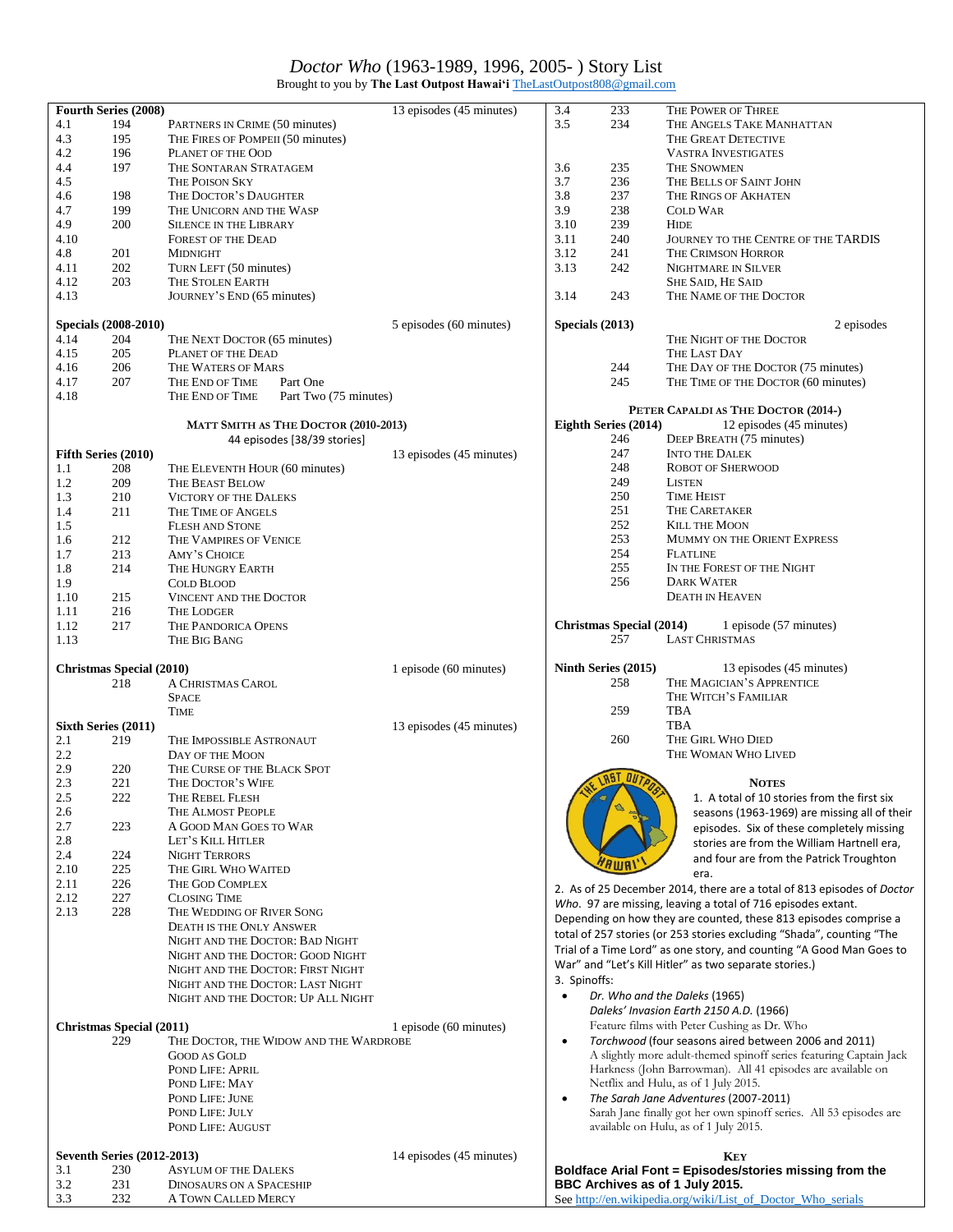# *Doctor Who* (1963-1989, 1996, 2005- ) Story List

Brought to you by **The Last Outpost Hawai'i** TheLastOutpost808@gmail.com

| Fourth Series (2008) | | | 13 episodes (45 minutes) |
|---|---|---|---|
| 4.1 | 194 | Partners in Crime (50 minutes) | |
| 4.3 | 195 | The Fires of Pompeii (50 minutes) | |
| 4.2 | 196 | Planet of the Ood | |
| 4.4 | 197 | The Sontaran Stratagem | |
| 4.5 | | The Poison Sky | |
| 4.6 | 198 | The Doctor's Daughter | |
| 4.7 | 199 | The Unicorn and the Wasp | |
| 4.9 | 200 | Silence in the Library | |
| 4.10 | | Forest of the Dead | |
| 4.8 | 201 | Midnight | |
| 4.11 | 202 | Turn Left (50 minutes) | |
| 4.12 | 203 | The Stolen Earth | |
| 4.13 | | Journey's End (65 minutes) | |

| Specials (2008-2010) | | | 5 episodes (60 minutes) |
|---|---|---|---|
| 4.14 | 204 | The Next Doctor (65 minutes) | |
| 4.15 | 205 | Planet of the Dead | |
| 4.16 | 206 | The Waters of Mars | |
| 4.17 | 207 | The End of Time Part One | |
| 4.18 | | The End of Time Part Two (75 minutes) | |

## Matt Smith as The Doctor (2010-2013)

44 episodes [38/39 stories]

| Fifth Series (2010) | | | 13 episodes (45 minutes) |
|---|---|---|---|
| 1.1 | 208 | The Eleventh Hour (60 minutes) | |
| 1.2 | 209 | The Beast Below | |
| 1.3 | 210 | Victory of the Daleks | |
| 1.4 | 211 | The Time of Angels | |
| 1.5 | | Flesh and Stone | |
| 1.6 | 212 | The Vampires of Venice | |
| 1.7 | 213 | Amy's Choice | |
| 1.8 | 214 | The Hungry Earth | |
| 1.9 | | Cold Blood | |
| 1.10 | 215 | Vincent and the Doctor | |
| 1.11 | 216 | The Lodger | |
| 1.12 | 217 | The Pandorica Opens | |
| 1.13 | | The Big Bang | |

| Christmas Special (2010) | | | 1 episode (60 minutes) |
|---|---|---|---|
| | 218 | A Christmas Carol | |
| | | Space | |
| | | Time | |

| Sixth Series (2011) | | | 13 episodes (45 minutes) |
|---|---|---|---|
| 2.1 | 219 | The Impossible Astronaut | |
| 2.2 | | Day of the Moon | |
| 2.9 | 220 | The Curse of the Black Spot | |
| 2.3 | 221 | The Doctor's Wife | |
| 2.5 | 222 | The Rebel Flesh | |
| 2.6 | | The Almost People | |
| 2.7 | 223 | A Good Man Goes to War | |
| 2.8 | | Let's Kill Hitler | |
| 2.4 | 224 | Night Terrors | |
| 2.10 | 225 | The Girl Who Waited | |
| 2.11 | 226 | The God Complex | |
| 2.12 | 227 | Closing Time | |
| 2.13 | 228 | The Wedding of River Song | |
| | | Death is the Only Answer | |
| | | Night and the Doctor: Bad Night | |
| | | Night and the Doctor: Good Night | |
| | | Night and the Doctor: First Night | |
| | | Night and the Doctor: Last Night | |
| | | Night and the Doctor: Up All Night | |

| Christmas Special (2011) | | | 1 episode (60 minutes) |
|---|---|---|---|
| | 229 | The Doctor, the Widow and the Wardrobe | |
| | | Good as Gold | |
| | | Pond Life: April | |
| | | Pond Life: May | |
| | | Pond Life: June | |
| | | Pond Life: July | |
| | | Pond Life: August | |

| Seventh Series (2012-2013) | | | 14 episodes (45 minutes) |
|---|---|---|---|
| 3.1 | 230 | Asylum of the Daleks | |
| 3.2 | 231 | Dinosaurs on a Spaceship | |
| 3.3 | 232 | A Town Called Mercy | |
| 3.4 | 233 | The Power of Three | |
| 3.5 | 234 | The Angels Take Manhattan | |
| | | The Great Detective | |
| | | Vastra Investigates | |
| 3.6 | 235 | The Snowmen | |
| 3.7 | 236 | The Bells of Saint John | |
| 3.8 | 237 | The Rings of Akhaten | |
| 3.9 | 238 | Cold War | |
| 3.10 | 239 | Hide | |
| 3.11 | 240 | Journey to the Centre of the TARDIS | |
| 3.12 | 241 | The Crimson Horror | |
| 3.13 | 242 | Nightmare in Silver | |
| | | She Said, He Said | |
| 3.14 | 243 | The Name of the Doctor | |

| Specials (2013) | | | 2 episodes |
|---|---|---|---|
| | | The Night of the Doctor | |
| | | The Last Day | |
| | 244 | The Day of the Doctor (75 minutes) | |
| | 245 | The Time of the Doctor (60 minutes) | |

## Peter Capaldi as The Doctor (2014-)

| Eighth Series (2014) | | | 12 episodes (45 minutes) |
|---|---|---|---|
| | 246 | Deep Breath (75 minutes) | |
| | 247 | Into the Dalek | |
| | 248 | Robot of Sherwood | |
| | 249 | Listen | |
| | 250 | Time Heist | |
| | 251 | The Caretaker | |
| | 252 | Kill the Moon | |
| | 253 | Mummy on the Orient Express | |
| | 254 | Flatline | |
| | 255 | In the Forest of the Night | |
| | 256 | Dark Water | |
| | | Death in Heaven | |

| Christmas Special (2014) | | | 1 episode (57 minutes) |
|---|---|---|---|
| | 257 | Last Christmas | |

| Ninth Series (2015) | | | 13 episodes (45 minutes) |
|---|---|---|---|
| | 258 | The Magician's Apprentice | |
| | | The Witch's Familiar | |
| | 259 | TBA | |
| | | TBA | |
| | 260 | The Girl Who Died | |
| | | The Woman Who Lived | |

### Notes

1. A total of 10 stories from the first six seasons (1963-1969) are missing all of their episodes. Six of these completely missing stories are from the William Hartnell era, and four are from the Patrick Troughton era.
2. As of 25 December 2014, there are a total of 813 episodes of *Doctor Who*. 97 are missing, leaving a total of 716 episodes extant. Depending on how they are counted, these 813 episodes comprise a total of 257 stories (or 253 stories excluding "Shada", counting "The Trial of a Time Lord" as one story, and counting "A Good Man Goes to War" and "Let's Kill Hitler" as two separate stories.)
3. Spinoffs:
   - *Dr. Who and the Daleks* (1965)
     *Daleks' Invasion Earth 2150 A.D.* (1966)
     Feature films with Peter Cushing as Dr. Who
   - *Torchwood* (four seasons aired between 2006 and 2011)
     A slightly more adult-themed spinoff series featuring Captain Jack Harkness (John Barrowman). All 41 episodes are available on Netflix and Hulu, as of 1 July 2015.
   - *The Sarah Jane Adventures* (2007-2011)
     Sarah Jane finally got her own spinoff series. All 53 episodes are available on Hulu, as of 1 July 2015.

### Key

**Boldface Arial Font = Episodes/stories missing from the BBC Archives as of 1 July 2015.**

See http://en.wikipedia.org/wiki/List_of_Doctor_Who_serials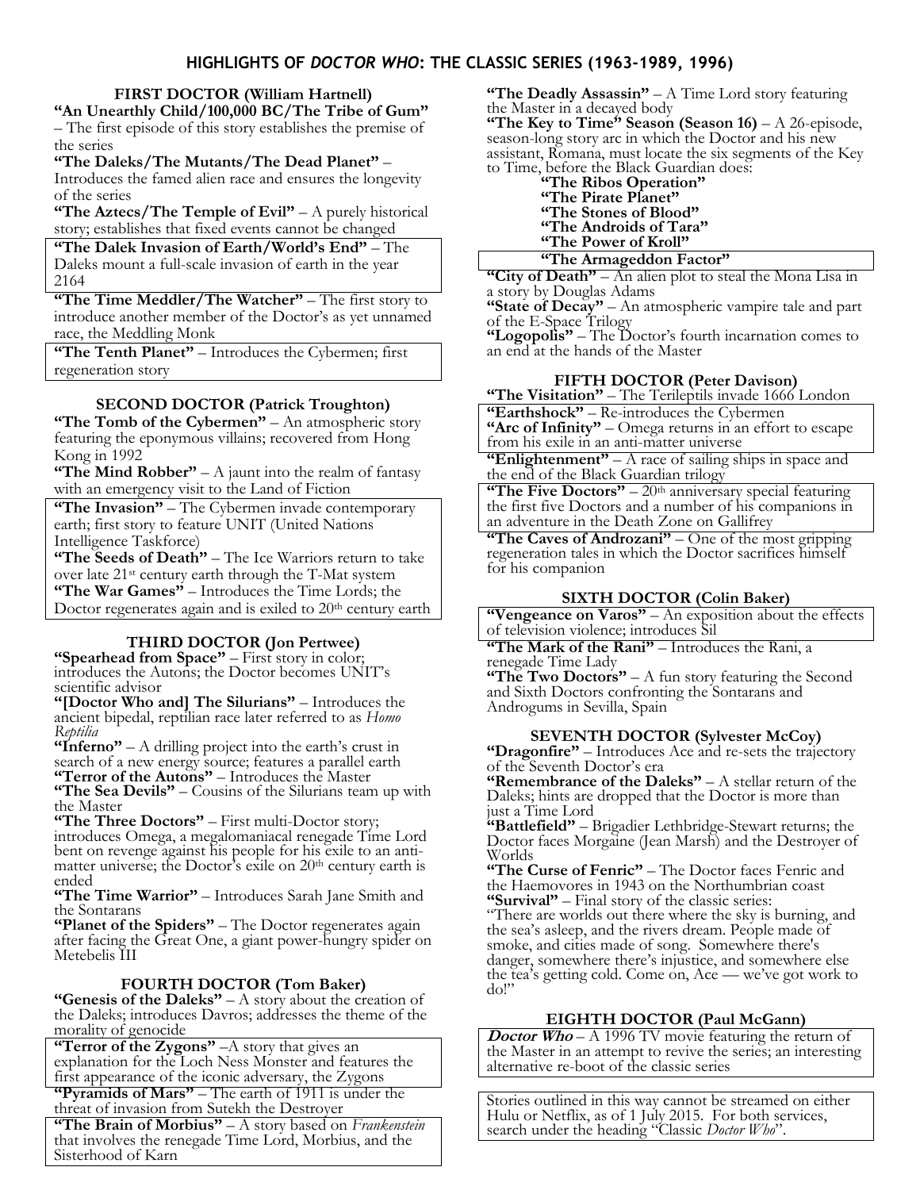# HIGHLIGHTS OF *DOCTOR WHO*: THE CLASSIC SERIES (1963-1989, 1996)

## FIRST DOCTOR (William Hartnell)

**"An Unearthly Child/100,000 BC/The Tribe of Gum"** – The first episode of this story establishes the premise of the series

**"The Daleks/The Mutants/The Dead Planet"** – Introduces the famed alien race and ensures the longevity of the series

**"The Aztecs/The Temple of Evil"** – A purely historical story; establishes that fixed events cannot be changed

**"The Dalek Invasion of Earth/World's End"** – The Daleks mount a full-scale invasion of earth in the year 2164

**"The Time Meddler/The Watcher"** – The first story to introduce another member of the Doctor's as yet unnamed race, the Meddling Monk

**"The Tenth Planet"** – Introduces the Cybermen; first regeneration story

## SECOND DOCTOR (Patrick Troughton)

**"The Tomb of the Cybermen"** – An atmospheric story featuring the eponymous villains; recovered from Hong Kong in 1992

**"The Mind Robber"** – A jaunt into the realm of fantasy with an emergency visit to the Land of Fiction

**"The Invasion"** – The Cybermen invade contemporary earth; first story to feature UNIT (United Nations Intelligence Taskforce)

**"The Seeds of Death"** – The Ice Warriors return to take over late 21st century earth through the T-Mat system

**"The War Games"** – Introduces the Time Lords; the Doctor regenerates again and is exiled to 20th century earth

## THIRD DOCTOR (Jon Pertwee)

**"Spearhead from Space"** – First story in color; introduces the Autons; the Doctor becomes UNIT's scientific advisor

**"[Doctor Who and] The Silurians"** – Introduces the ancient bipedal, reptilian race later referred to as *Homo Reptilia*

**"Inferno"** – A drilling project into the earth's crust in search of a new energy source; features a parallel earth

**"Terror of the Autons"** – Introduces the Master

**"The Sea Devils"** – Cousins of the Silurians team up with the Master

**"The Three Doctors"** – First multi-Doctor story; introduces Omega, a megalomaniacal renegade Time Lord bent on revenge against his people for his exile to an anti-matter universe; the Doctor's exile on 20th century earth is ended

**"The Time Warrior"** – Introduces Sarah Jane Smith and the Sontarans

**"Planet of the Spiders"** – The Doctor regenerates again after facing the Great One, a giant power-hungry spider on Metebelis III

## FOURTH DOCTOR (Tom Baker)

**"Genesis of the Daleks"** – A story about the creation of the Daleks; introduces Davros; addresses the theme of the morality of genocide

**"Terror of the Zygons"** –A story that gives an explanation for the Loch Ness Monster and features the first appearance of the iconic adversary, the Zygons

**"Pyramids of Mars"** – The earth of 1911 is under the threat of invasion from Sutekh the Destroyer

**"The Brain of Morbius"** – A story based on *Frankenstein* that involves the renegade Time Lord, Morbius, and the Sisterhood of Karn

**"The Deadly Assassin"** – A Time Lord story featuring the Master in a decayed body

**"The Key to Time" Season (Season 16)** – A 26-episode, season-long story arc in which the Doctor and his new assistant, Romana, must locate the six segments of the Key to Time, before the Black Guardian does:

- **"The Ribos Operation"**
- **"The Pirate Planet"**
- **"The Stones of Blood"**
- **"The Androids of Tara"**
- **"The Power of Kroll"**
- **"The Armageddon Factor"**

**"City of Death"** – An alien plot to steal the Mona Lisa in a story by Douglas Adams

**"State of Decay"** – An atmospheric vampire tale and part of the E-Space Trilogy

**"Logopolis"** – The Doctor's fourth incarnation comes to an end at the hands of the Master

## FIFTH DOCTOR (Peter Davison)

**"The Visitation"** – The Terileptils invade 1666 London

**"Earthshock"** – Re-introduces the Cybermen

**"Arc of Infinity"** – Omega returns in an effort to escape from his exile in an anti-matter universe

**"Enlightenment"** – A race of sailing ships in space and the end of the Black Guardian trilogy

**"The Five Doctors"** – 20th anniversary special featuring the first five Doctors and a number of his companions in an adventure in the Death Zone on Gallifrey

**"The Caves of Androzani"** – One of the most gripping regeneration tales in which the Doctor sacrifices himself for his companion

## SIXTH DOCTOR (Colin Baker)

**"Vengeance on Varos"** – An exposition about the effects of television violence; introduces Sil

**"The Mark of the Rani"** – Introduces the Rani, a renegade Time Lady

**"The Two Doctors"** – A fun story featuring the Second and Sixth Doctors confronting the Sontarans and Androgums in Sevilla, Spain

## SEVENTH DOCTOR (Sylvester McCoy)

**"Dragonfire"** – Introduces Ace and re-sets the trajectory of the Seventh Doctor's era

**"Remembrance of the Daleks"** – A stellar return of the Daleks; hints are dropped that the Doctor is more than just a Time Lord

**"Battlefield"** – Brigadier Lethbridge-Stewart returns; the Doctor faces Morgaine (Jean Marsh) and the Destroyer of Worlds

**"The Curse of Fenric"** – The Doctor faces Fenric and the Haemovores in 1943 on the Northumbrian coast

**"Survival"** – Final story of the classic series:
"There are worlds out there where the sky is burning, and the sea's asleep, and the rivers dream. People made of smoke, and cities made of song. Somewhere there's danger, somewhere there's injustice, and somewhere else the tea's getting cold. Come on, Ace — we've got work to do!"

## EIGHTH DOCTOR (Paul McGann)

***Doctor Who*** – A 1996 TV movie featuring the return of the Master in an attempt to revive the series; an interesting alternative re-boot of the classic series

Stories outlined in this way cannot be streamed on either Hulu or Netflix, as of 1 July 2015. For both services, search under the heading "Classic *Doctor Who*".